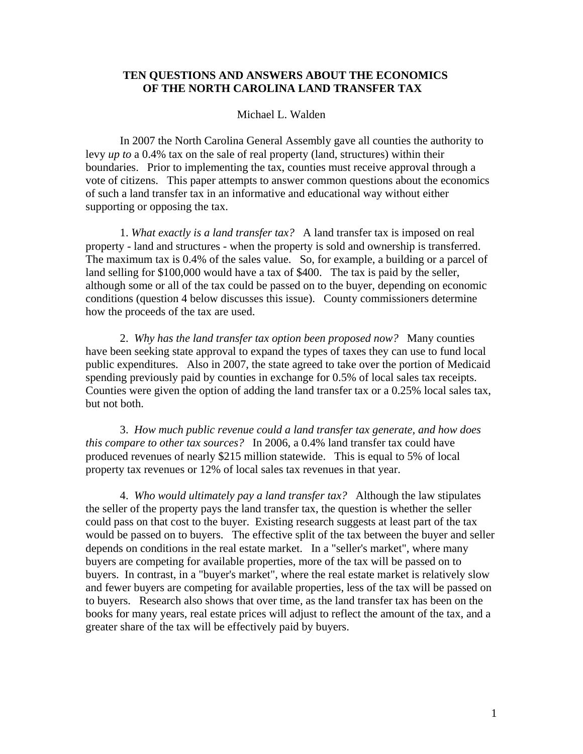# TEN QUESTIONS AND ANSWERS ABOUT THE ECONOMICS OF THE NORTH CAROLINA LAND TRANSFER TAX

Michael L. Walden

In 2007 the North Carolina General Assembly gave all counties the authority to levy *up to* a 0.4% tax on the sale of real property (land, structures) within their boundaries. Prior to implementing the tax, counties must receive approval through a vote of citizens. This paper attempts to answer common questions about the economics of such a land transfer tax in an informative and educational way without either supporting or opposing the tax.

1. *What exactly is a land transfer tax?* A land transfer tax is imposed on real property - land and structures - when the property is sold and ownership is transferred. The maximum tax is 0.4% of the sales value. So, for example, a building or a parcel of land selling for $100,000 would have a tax of $400. The tax is paid by the seller, although some or all of the tax could be passed on to the buyer, depending on economic conditions (question 4 below discusses this issue). County commissioners determine how the proceeds of the tax are used.

2. *Why has the land transfer tax option been proposed now?* Many counties have been seeking state approval to expand the types of taxes they can use to fund local public expenditures. Also in 2007, the state agreed to take over the portion of Medicaid spending previously paid by counties in exchange for 0.5% of local sales tax receipts. Counties were given the option of adding the land transfer tax or a 0.25% local sales tax, but not both.

3. *How much public revenue could a land transfer tax generate, and how does this compare to other tax sources?* In 2006, a 0.4% land transfer tax could have produced revenues of nearly $215 million statewide. This is equal to 5% of local property tax revenues or 12% of local sales tax revenues in that year.

4. *Who would ultimately pay a land transfer tax?* Although the law stipulates the seller of the property pays the land transfer tax, the question is whether the seller could pass on that cost to the buyer. Existing research suggests at least part of the tax would be passed on to buyers. The effective split of the tax between the buyer and seller depends on conditions in the real estate market. In a "seller's market", where many buyers are competing for available properties, more of the tax will be passed on to buyers. In contrast, in a "buyer's market", where the real estate market is relatively slow and fewer buyers are competing for available properties, less of the tax will be passed on to buyers. Research also shows that over time, as the land transfer tax has been on the books for many years, real estate prices will adjust to reflect the amount of the tax, and a greater share of the tax will be effectively paid by buyers.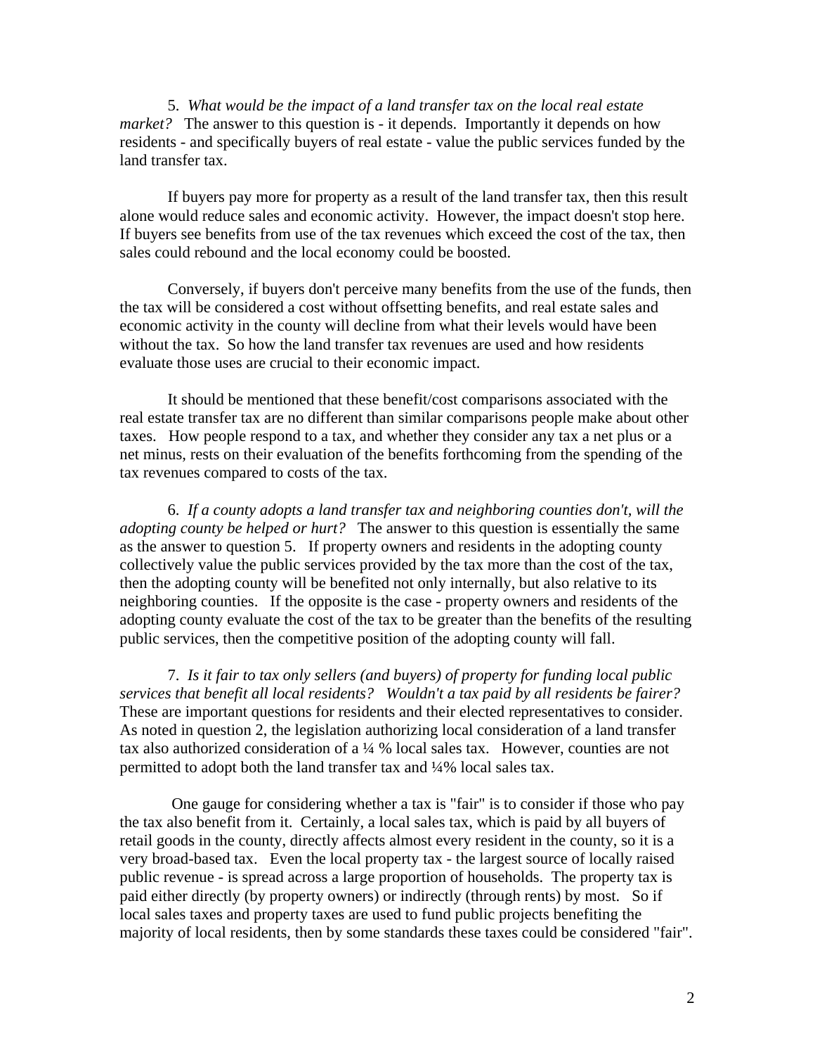5. *What would be the impact of a land transfer tax on the local real estate market?* The answer to this question is - it depends. Importantly it depends on how residents - and specifically buyers of real estate - value the public services funded by the land transfer tax.

If buyers pay more for property as a result of the land transfer tax, then this result alone would reduce sales and economic activity. However, the impact doesn't stop here. If buyers see benefits from use of the tax revenues which exceed the cost of the tax, then sales could rebound and the local economy could be boosted.

Conversely, if buyers don't perceive many benefits from the use of the funds, then the tax will be considered a cost without offsetting benefits, and real estate sales and economic activity in the county will decline from what their levels would have been without the tax. So how the land transfer tax revenues are used and how residents evaluate those uses are crucial to their economic impact.

It should be mentioned that these benefit/cost comparisons associated with the real estate transfer tax are no different than similar comparisons people make about other taxes. How people respond to a tax, and whether they consider any tax a net plus or a net minus, rests on their evaluation of the benefits forthcoming from the spending of the tax revenues compared to costs of the tax.

6. *If a county adopts a land transfer tax and neighboring counties don't, will the adopting county be helped or hurt?* The answer to this question is essentially the same as the answer to question 5. If property owners and residents in the adopting county collectively value the public services provided by the tax more than the cost of the tax, then the adopting county will be benefited not only internally, but also relative to its neighboring counties. If the opposite is the case - property owners and residents of the adopting county evaluate the cost of the tax to be greater than the benefits of the resulting public services, then the competitive position of the adopting county will fall.

7. *Is it fair to tax only sellers (and buyers) of property for funding local public services that benefit all local residents? Wouldn't a tax paid by all residents be fairer?* These are important questions for residents and their elected representatives to consider. As noted in question 2, the legislation authorizing local consideration of a land transfer tax also authorized consideration of a ¼ % local sales tax. However, counties are not permitted to adopt both the land transfer tax and ¼% local sales tax.

One gauge for considering whether a tax is "fair" is to consider if those who pay the tax also benefit from it. Certainly, a local sales tax, which is paid by all buyers of retail goods in the county, directly affects almost every resident in the county, so it is a very broad-based tax. Even the local property tax - the largest source of locally raised public revenue - is spread across a large proportion of households. The property tax is paid either directly (by property owners) or indirectly (through rents) by most. So if local sales taxes and property taxes are used to fund public projects benefiting the majority of local residents, then by some standards these taxes could be considered "fair".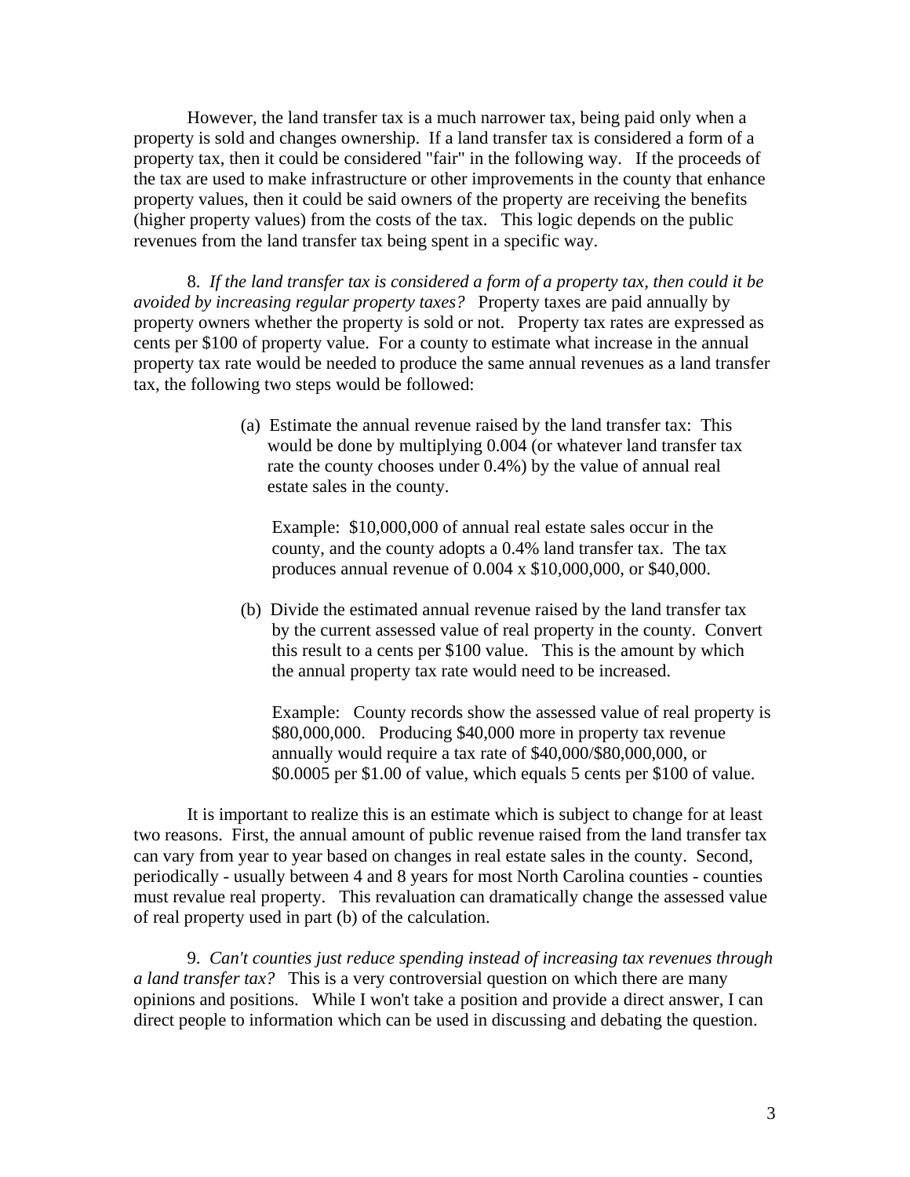However, the land transfer tax is a much narrower tax, being paid only when a property is sold and changes ownership. If a land transfer tax is considered a form of a property tax, then it could be considered "fair" in the following way. If the proceeds of the tax are used to make infrastructure or other improvements in the county that enhance property values, then it could be said owners of the property are receiving the benefits (higher property values) from the costs of the tax. This logic depends on the public revenues from the land transfer tax being spent in a specific way.

8. *If the land transfer tax is considered a form of a property tax, then could it be avoided by increasing regular property taxes?* Property taxes are paid annually by property owners whether the property is sold or not. Property tax rates are expressed as cents per $100 of property value. For a county to estimate what increase in the annual property tax rate would be needed to produce the same annual revenues as a land transfer tax, the following two steps would be followed:

(a) Estimate the annual revenue raised by the land transfer tax: This would be done by multiplying 0.004 (or whatever land transfer tax rate the county chooses under 0.4%) by the value of annual real estate sales in the county.

> Example: $10,000,000 of annual real estate sales occur in the county, and the county adopts a 0.4% land transfer tax. The tax produces annual revenue of 0.004 x $10,000,000, or $40,000.

(b) Divide the estimated annual revenue raised by the land transfer tax by the current assessed value of real property in the county. Convert this result to a cents per $100 value. This is the amount by which the annual property tax rate would need to be increased.

> Example: County records show the assessed value of real property is $80,000,000. Producing $40,000 more in property tax revenue annually would require a tax rate of $40,000/$80,000,000, or $0.0005 per $1.00 of value, which equals 5 cents per $100 of value.

It is important to realize this is an estimate which is subject to change for at least two reasons. First, the annual amount of public revenue raised from the land transfer tax can vary from year to year based on changes in real estate sales in the county. Second, periodically - usually between 4 and 8 years for most North Carolina counties - counties must revalue real property. This revaluation can dramatically change the assessed value of real property used in part (b) of the calculation.

9. *Can't counties just reduce spending instead of increasing tax revenues through a land transfer tax?* This is a very controversial question on which there are many opinions and positions. While I won't take a position and provide a direct answer, I can direct people to information which can be used in discussing and debating the question.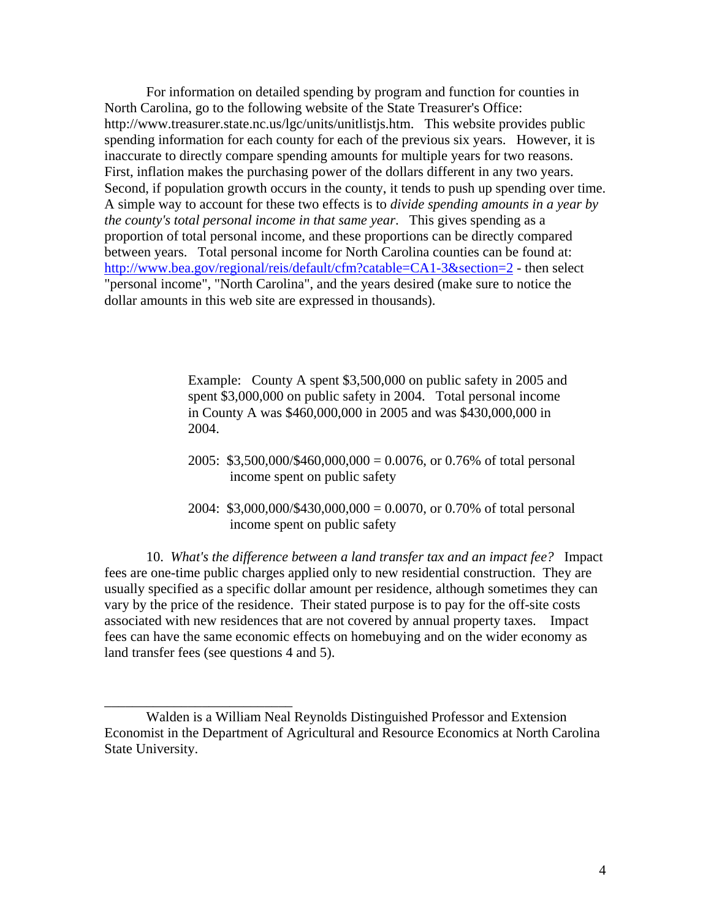For information on detailed spending by program and function for counties in North Carolina, go to the following website of the State Treasurer's Office: http://www.treasurer.state.nc.us/lgc/units/unitlistjs.htm. This website provides public spending information for each county for each of the previous six years. However, it is inaccurate to directly compare spending amounts for multiple years for two reasons. First, inflation makes the purchasing power of the dollars different in any two years. Second, if population growth occurs in the county, it tends to push up spending over time. A simple way to account for these two effects is to *divide spending amounts in a year by the county's total personal income in that same year*. This gives spending as a proportion of total personal income, and these proportions can be directly compared between years. Total personal income for North Carolina counties can be found at: http://www.bea.gov/regional/reis/default/cfm?catable=CA1-3&section=2 - then select "personal income", "North Carolina", and the years desired (make sure to notice the dollar amounts in this web site are expressed in thousands).

> Example: County A spent $3,500,000 on public safety in 2005 and spent $3,000,000 on public safety in 2004. Total personal income in County A was $460,000,000 in 2005 and was $430,000,000 in 2004.
>
> 2005: $3,500,000/$460,000,000 = 0.0076, or 0.76% of total personal income spent on public safety
>
> 2004: $3,000,000/$430,000,000 = 0.0070, or 0.70% of total personal income spent on public safety

10. *What's the difference between a land transfer tax and an impact fee?* Impact fees are one-time public charges applied only to new residential construction. They are usually specified as a specific dollar amount per residence, although sometimes they can vary by the price of the residence. Their stated purpose is to pay for the off-site costs associated with new residences that are not covered by annual property taxes. Impact fees can have the same economic effects on homebuying and on the wider economy as land transfer fees (see questions 4 and 5).

---

Walden is a William Neal Reynolds Distinguished Professor and Extension Economist in the Department of Agricultural and Resource Economics at North Carolina State University.